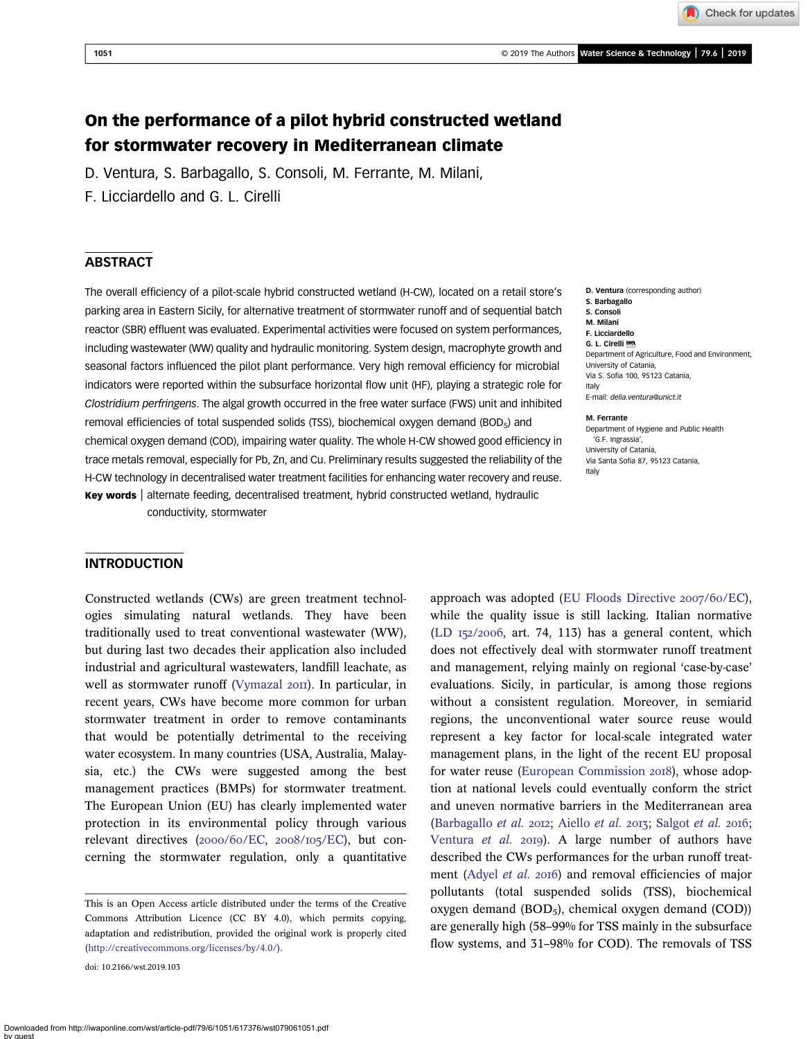# On the performance of a pilot hybrid constructed wetland for stormwater recovery in Mediterranean climate

D. Ventura, S. Barbagallo, S. Consoli, M. Ferrante, M. Milani, F. Licciardello and G. L. Cirelli

## ABSTRACT

The overall efficiency of a pilot-scale hybrid constructed wetland (H-CW), located on a retail store's parking area in Eastern Sicily, for alternative treatment of stormwater runoff and of sequential batch reactor (SBR) effluent was evaluated. Experimental activities were focused on system performances, including wastewater (WW) quality and hydraulic monitoring. System design, macrophyte growth and seasonal factors influenced the pilot plant performance. Very high removal efficiency for microbial indicators were reported within the subsurface horizontal flow unit (HF), playing a strategic role for *Clostridium perfringens*. The algal growth occurred in the free water surface (FWS) unit and inhibited removal efficiencies of total suspended solids (TSS), biochemical oxygen demand ($BOD_5$) and chemical oxygen demand (COD), impairing water quality. The whole H-CW showed good efficiency in trace metals removal, especially for Pb, Zn, and Cu. Preliminary results suggested the reliability of the H-CW technology in decentralised water treatment facilities for enhancing water recovery and reuse.

**Key words** | alternate feeding, decentralised treatment, hybrid constructed wetland, hydraulic conductivity, stormwater

**D. Ventura** (corresponding author)
**S. Barbagallo**
**S. Consoli**
**M. Milani**
**F. Licciardello**
**G. L. Cirelli**
Department of Agriculture, Food and Environment,
University of Catania,
Via S. Sofia 100, 95123 Catania,
Italy
E-mail: *delia.ventura@unict.it*

**M. Ferrante**
Department of Hygiene and Public Health 'G.F. Ingrassia',
University of Catania,
Via Santa Sofia 87, 95123 Catania,
Italy

## INTRODUCTION

Constructed wetlands (CWs) are green treatment technologies simulating natural wetlands. They have been traditionally used to treat conventional wastewater (WW), but during last two decades their application also included industrial and agricultural wastewaters, landfill leachate, as well as stormwater runoff (Vymazal 2011). In particular, in recent years, CWs have become more common for urban stormwater treatment in order to remove contaminants that would be potentially detrimental to the receiving water ecosystem. In many countries (USA, Australia, Malaysia, etc.) the CWs were suggested among the best management practices (BMPs) for stormwater treatment. The European Union (EU) has clearly implemented water protection in its environmental policy through various relevant directives (2000/60/EC, 2008/105/EC), but concerning the stormwater regulation, only a quantitative approach was adopted (EU Floods Directive 2007/60/EC), while the quality issue is still lacking. Italian normative (LD 152/2006, art. 74, 113) has a general content, which does not effectively deal with stormwater runoff treatment and management, relying mainly on regional 'case-by-case' evaluations. Sicily, in particular, is among those regions without a consistent regulation. Moreover, in semiarid regions, the unconventional water source reuse would represent a key factor for local-scale integrated water management plans, in the light of the recent EU proposal for water reuse (European Commission 2018), whose adoption at national levels could eventually conform the strict and uneven normative barriers in the Mediterranean area (Barbagallo *et al.* 2012; Aiello *et al.* 2013; Salgot *et al.* 2016; Ventura *et al.* 2019). A large number of authors have described the CWs performances for the urban runoff treatment (Adyel *et al.* 2016) and removal efficiencies of major pollutants (total suspended solids (TSS), biochemical oxygen demand ($BOD_5$), chemical oxygen demand (COD)) are generally high (58–99% for TSS mainly in the subsurface flow systems, and 31–98% for COD). The removals of TSS

This is an Open Access article distributed under the terms of the Creative Commons Attribution Licence (CC BY 4.0), which permits copying, adaptation and redistribution, provided the original work is properly cited (http://creativecommons.org/licenses/by/4.0/).

doi: 10.2166/wst.2019.103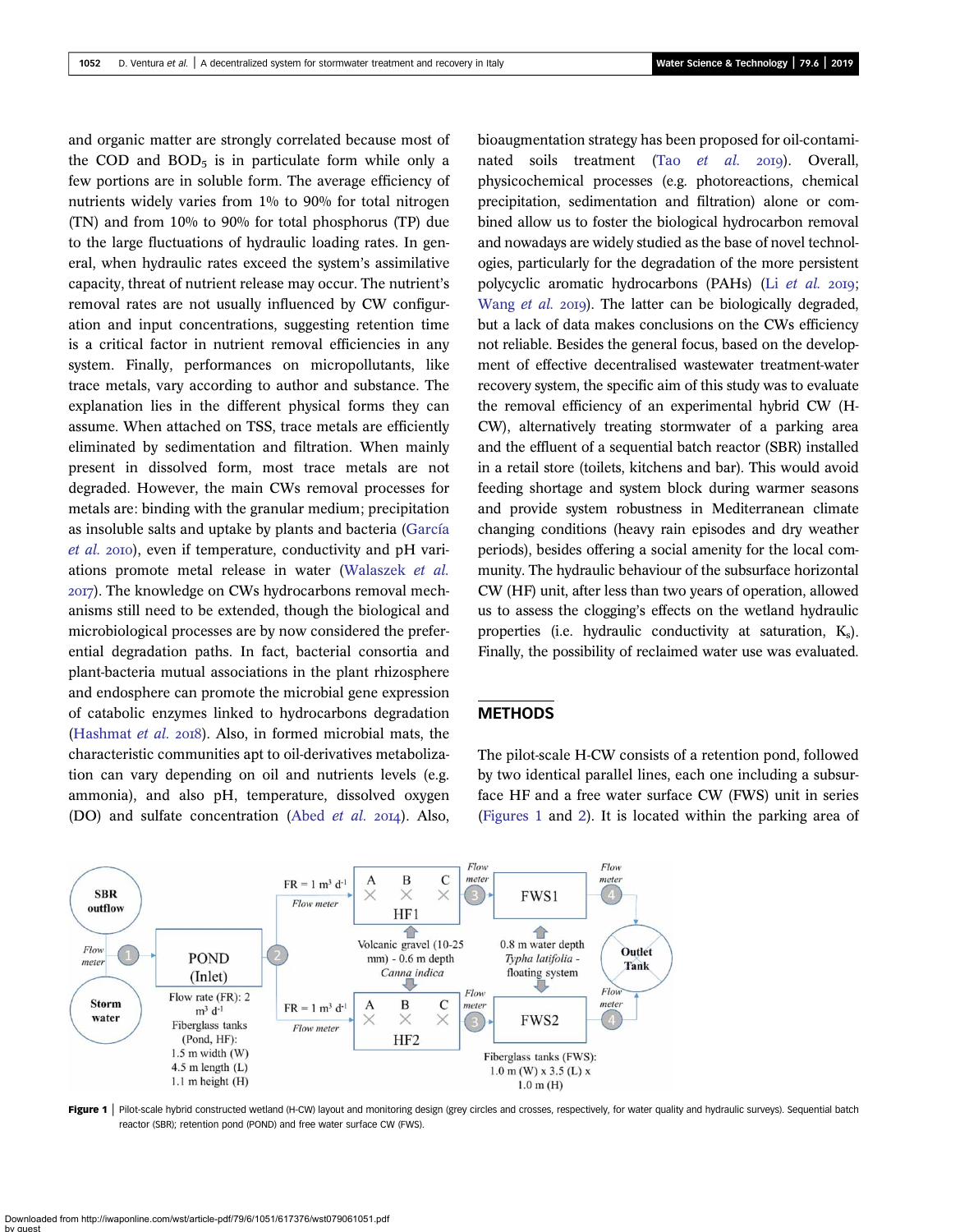and organic matter are strongly correlated because most of the COD and $BOD_5$ is in particulate form while only a few portions are in soluble form. The average efficiency of nutrients widely varies from 1% to 90% for total nitrogen (TN) and from 10% to 90% for total phosphorus (TP) due to the large fluctuations of hydraulic loading rates. In general, when hydraulic rates exceed the system's assimilative capacity, threat of nutrient release may occur. The nutrient's removal rates are not usually influenced by CW configuration and input concentrations, suggesting retention time is a critical factor in nutrient removal efficiencies in any system. Finally, performances on micropollutants, like trace metals, vary according to author and substance. The explanation lies in the different physical forms they can assume. When attached on TSS, trace metals are efficiently eliminated by sedimentation and filtration. When mainly present in dissolved form, most trace metals are not degraded. However, the main CWs removal processes for metals are: binding with the granular medium; precipitation as insoluble salts and uptake by plants and bacteria (García *et al.* 2010), even if temperature, conductivity and pH variations promote metal release in water (Walaszek *et al.* 2017). The knowledge on CWs hydrocarbons removal mechanisms still need to be extended, though the biological and microbiological processes are by now considered the preferential degradation paths. In fact, bacterial consortia and plant-bacteria mutual associations in the plant rhizosphere and endosphere can promote the microbial gene expression of catabolic enzymes linked to hydrocarbons degradation (Hashmat *et al.* 2018). Also, in formed microbial mats, the characteristic communities apt to oil-derivatives metabolization can vary depending on oil and nutrients levels (e.g. ammonia), and also pH, temperature, dissolved oxygen (DO) and sulfate concentration (Abed *et al.* 2014). Also, bioaugmentation strategy has been proposed for oil-contaminated soils treatment (Tao *et al.* 2019). Overall, physicochemical processes (e.g. photoreactions, chemical precipitation, sedimentation and filtration) alone or combined allow us to foster the biological hydrocarbon removal and nowadays are widely studied as the base of novel technologies, particularly for the degradation of the more persistent polycyclic aromatic hydrocarbons (PAHs) (Li *et al.* 2019; Wang *et al.* 2019). The latter can be biologically degraded, but a lack of data makes conclusions on the CWs efficiency not reliable. Besides the general focus, based on the development of effective decentralised wastewater treatment-water recovery system, the specific aim of this study was to evaluate the removal efficiency of an experimental hybrid CW (H-CW), alternatively treating stormwater of a parking area and the effluent of a sequential batch reactor (SBR) installed in a retail store (toilets, kitchens and bar). This would avoid feeding shortage and system block during warmer seasons and provide system robustness in Mediterranean climate changing conditions (heavy rain episodes and dry weather periods), besides offering a social amenity for the local community. The hydraulic behaviour of the subsurface horizontal CW (HF) unit, after less than two years of operation, allowed us to assess the clogging's effects on the wetland hydraulic properties (i.e. hydraulic conductivity at saturation, $K_s$). Finally, the possibility of reclaimed water use was evaluated.

## METHODS

The pilot-scale H-CW consists of a retention pond, followed by two identical parallel lines, each one including a subsurface HF and a free water surface CW (FWS) unit in series (Figures 1 and 2). It is located within the parking area of

**Figure 1** | Pilot-scale hybrid constructed wetland (H-CW) layout and monitoring design (grey circles and crosses, respectively, for water quality and hydraulic surveys). Sequential batch reactor (SBR); retention pond (POND) and free water surface CW (FWS).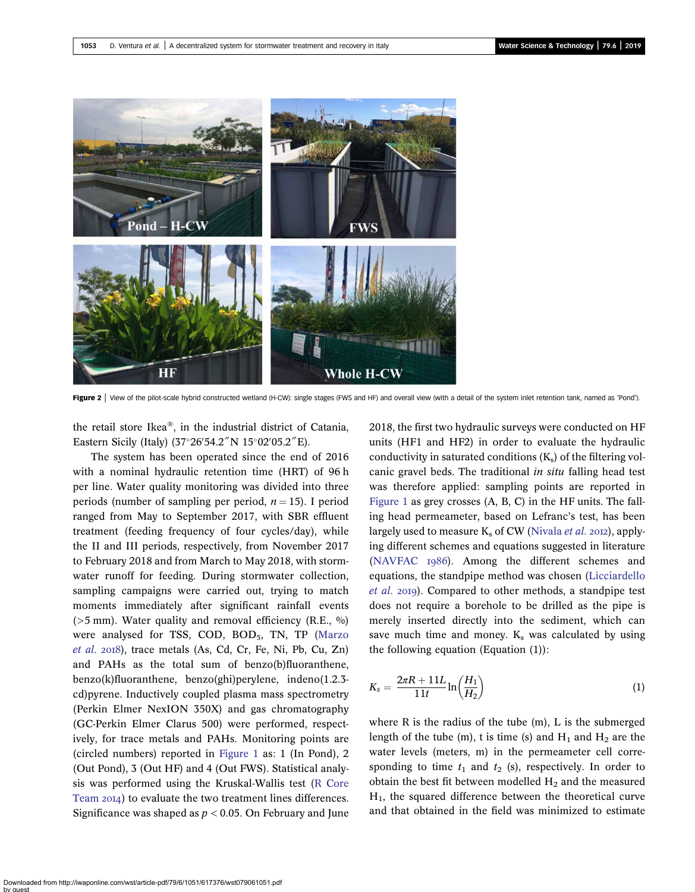Figure 2 | View of the pilot-scale hybrid constructed wetland (H-CW): single stages (FWS and HF) and overall view (with a detail of the system inlet retention tank, named as 'Pond').

the retail store Ikea®, in the industrial district of Catania, Eastern Sicily (Italy) (37°26′54.2″N 15°02′05.2″E).

The system has been operated since the end of 2016 with a nominal hydraulic retention time (HRT) of 96 h per line. Water quality monitoring was divided into three periods (number of sampling per period, $n = 15$). I period ranged from May to September 2017, with SBR effluent treatment (feeding frequency of four cycles/day), while the II and III periods, respectively, from November 2017 to February 2018 and from March to May 2018, with stormwater runoff for feeding. During stormwater collection, sampling campaigns were carried out, trying to match moments immediately after significant rainfall events (>5 mm). Water quality and removal efficiency (R.E., %) were analysed for TSS, COD, $BOD_5$, TN, TP (Marzo *et al.* 2018), trace metals (As, Cd, Cr, Fe, Ni, Pb, Cu, Zn) and PAHs as the total sum of benzo(b)fluoranthene, benzo(k)fluoranthene, benzo(ghi)perylene, indeno(1.2.3-cd)pyrene. Inductively coupled plasma mass spectrometry (Perkin Elmer NexION 350X) and gas chromatography (GC-Perkin Elmer Clarus 500) were performed, respectively, for trace metals and PAHs. Monitoring points are (circled numbers) reported in Figure 1 as: 1 (In Pond), 2 (Out Pond), 3 (Out HF) and 4 (Out FWS). Statistical analysis was performed using the Kruskal-Wallis test (R Core Team 2014) to evaluate the two treatment lines differences. Significance was shaped as $p < 0.05$. On February and June 2018, the first two hydraulic surveys were conducted on HF units (HF1 and HF2) in order to evaluate the hydraulic conductivity in saturated conditions ($K_s$) of the filtering volcanic gravel beds. The traditional *in situ* falling head test was therefore applied: sampling points are reported in Figure 1 as grey crosses (A, B, C) in the HF units. The falling head permeameter, based on Lefranc's test, has been largely used to measure $K_s$ of CW (Nivala *et al.* 2012), applying different schemes and equations suggested in literature (NAVFAC 1986). Among the different schemes and equations, the standpipe method was chosen (Licciardello *et al.* 2019). Compared to other methods, a standpipe test does not require a borehole to be drilled as the pipe is merely inserted directly into the sediment, which can save much time and money. $K_s$ was calculated by using the following equation (Equation (1)):

$$K_s = \frac{2\pi R + 11L}{11t} \ln\left(\frac{H_1}{H_2}\right) \tag{1}$$

where R is the radius of the tube (m), L is the submerged length of the tube (m), t is time (s) and $H_1$ and $H_2$ are the water levels (meters, m) in the permeameter cell corresponding to time $t_1$ and $t_2$ (s), respectively. In order to obtain the best fit between modelled $H_2$ and the measured $H_1$, the squared difference between the theoretical curve and that obtained in the field was minimized to estimate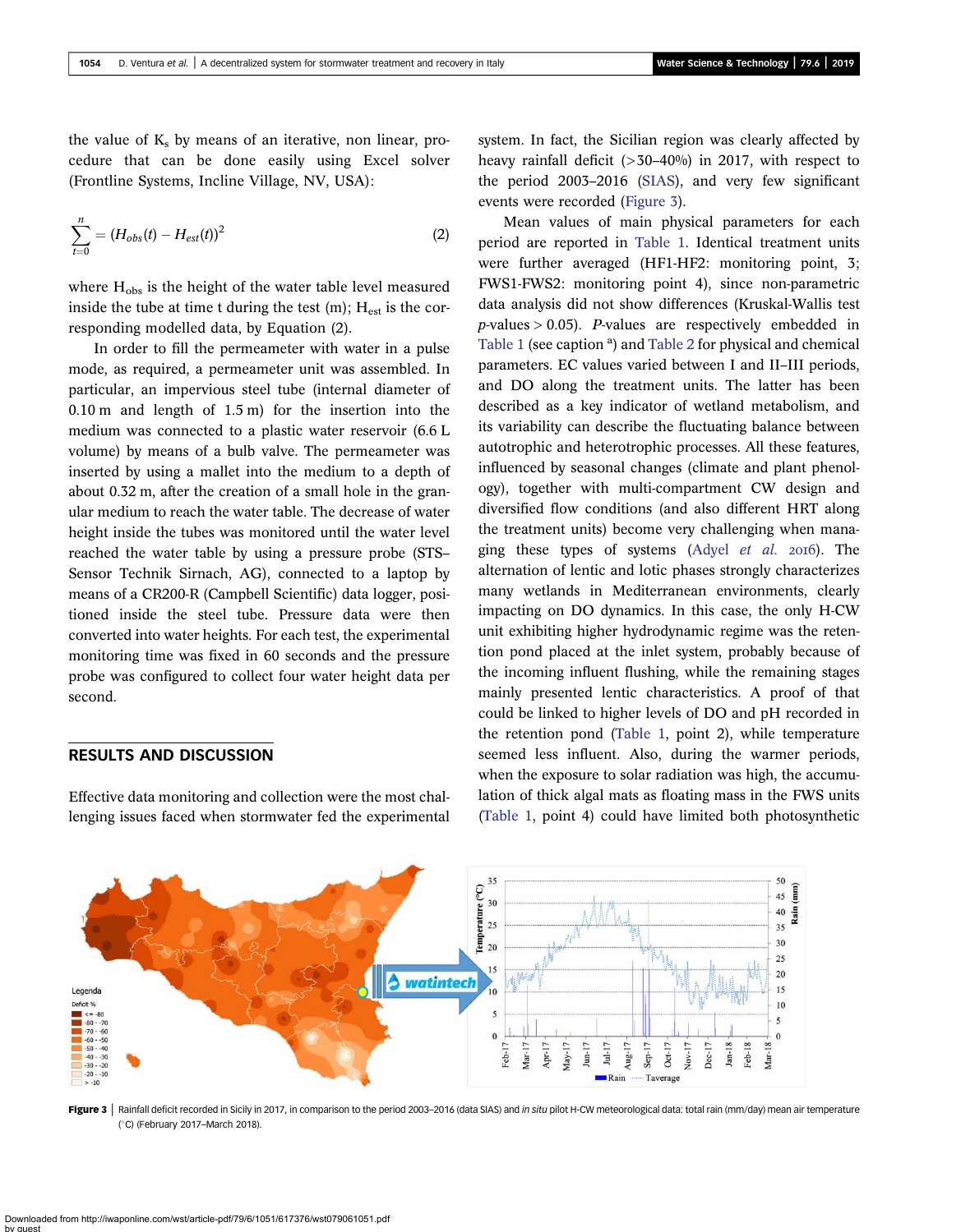the value of $K_s$ by means of an iterative, non linear, procedure that can be done easily using Excel solver (Frontline Systems, Incline Village, NV, USA):

$$\sum_{t=0}^{n} = (H_{obs}(t) - H_{est}(t))^2 \quad (2)$$

where $H_{obs}$ is the height of the water table level measured inside the tube at time t during the test (m); $H_{est}$ is the corresponding modelled data, by Equation (2).

In order to fill the permeameter with water in a pulse mode, as required, a permeameter unit was assembled. In particular, an impervious steel tube (internal diameter of 0.10 m and length of 1.5 m) for the insertion into the medium was connected to a plastic water reservoir (6.6 L volume) by means of a bulb valve. The permeameter was inserted by using a mallet into the medium to a depth of about 0.32 m, after the creation of a small hole in the granular medium to reach the water table. The decrease of water height inside the tubes was monitored until the water level reached the water table by using a pressure probe (STS–Sensor Technik Sirnach, AG), connected to a laptop by means of a CR200-R (Campbell Scientific) data logger, positioned inside the steel tube. Pressure data were then converted into water heights. For each test, the experimental monitoring time was fixed in 60 seconds and the pressure probe was configured to collect four water height data per second.

## RESULTS AND DISCUSSION

Effective data monitoring and collection were the most challenging issues faced when stormwater fed the experimental system. In fact, the Sicilian region was clearly affected by heavy rainfall deficit (>30–40%) in 2017, with respect to the period 2003–2016 (SIAS), and very few significant events were recorded (Figure 3).

Mean values of main physical parameters for each period are reported in Table 1. Identical treatment units were further averaged (HF1-HF2: monitoring point, 3; FWS1-FWS2: monitoring point 4), since non-parametric data analysis did not show differences (Kruskal-Wallis test *p*-values > 0.05). *P*-values are respectively embedded in Table 1 (see caption [a]) and Table 2 for physical and chemical parameters. EC values varied between I and II–III periods, and DO along the treatment units. The latter has been described as a key indicator of wetland metabolism, and its variability can describe the fluctuating balance between autotrophic and heterotrophic processes. All these features, influenced by seasonal changes (climate and plant phenology), together with multi-compartment CW design and diversified flow conditions (and also different HRT along the treatment units) become very challenging when managing these types of systems (Adyel *et al.* 2016). The alternation of lentic and lotic phases strongly characterizes many wetlands in Mediterranean environments, clearly impacting on DO dynamics. In this case, the only H-CW unit exhibiting higher hydrodynamic regime was the retention pond placed at the inlet system, probably because of the incoming influent flushing, while the remaining stages mainly presented lentic characteristics. A proof of that could be linked to higher levels of DO and pH recorded in the retention pond (Table 1, point 2), while temperature seemed less influent. Also, during the warmer periods, when the exposure to solar radiation was high, the accumulation of thick algal mats as floating mass in the FWS units (Table 1, point 4) could have limited both photosynthetic

**Figure 3** | Rainfall deficit recorded in Sicily in 2017, in comparison to the period 2003–2016 (data SIAS) and *in situ* pilot H-CW meteorological data: total rain (mm/day) mean air temperature (°C) (February 2017–March 2018).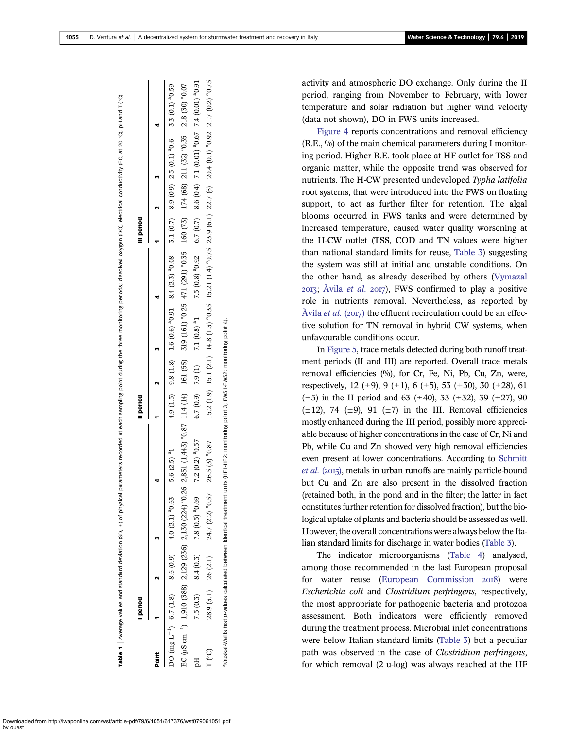**Table 1** | Average values and standard deviation (SD, ±) of physical parameters recorded at each sampling point during the three monitoring periods; dissolved oxygen (DO), electrical conductivity (EC, at 20 °C), pH and T (°C)

| | I period | | | | II period | | | | III period | | | |
|---|---|---|---|---|---|---|---|---|---|---|---|---|
| **Point** | **1** | **2** | **3** | **4** | **1** | **2** | **3** | **4** | **1** | **2** | **3** | **4** |
| DO (mg $L^{-1}$) | 6.7 (1.8) | 8.6 (0.9) | 4.0 (2.1) [a]0.63 | 5.6 (2.5) [a]1 | 4.9 (1.5) | 9.8 (1.8) | 1.6 (0.6) [a]0.91 | 8.4 (2.3) [a]0.08 | 3.1 (0.7) | 8.9 (0.9) | 2.5 (0.1) [a]0.6 | 3.3 (0.1) [a]0.59 |
| EC (μS $cm^{-1}$) | 1,910 (388) | 2,129 (236) | 2,130 (224) [a]0.26 | 2,851 (1,443) [a]0.87 | 114 (14) | 161 (55) | 319 (161) [a]0.25 | 471 (291) [a]0.35 | 160 (73) | 174 (68) | 211 (32) [a]0.35 | 218 (30) [a]0.07 |
| pH | 7.5 (0.3) | 8.4 (0.3) | 7.8 (0.5) [a]0.69 | 7.2 (0.2) [a]0.57 | 6.7 (0.9) | 7.9 (1) | 7.1 (0.8) [a]1 | 7.5 (0.8) [a]0.92 | 6.7 (0.7) | 8.6 (0.4) | 7.1 (0.01) [a]0.67 | 7.4 (0.01) [a]0.91 |
| T (°C) | 28.9 (3.1) | 26 (2.1) | 24.7 (2.2) [a]0.57 | 26.5 (3) [a]0.87 | 15.2 (1.9) | 15.1 (2.1) | 14.8 (1.3) [a]0.35 | 15.21 (1.4) [a]0.75 | 23.9 (6.1) | 22.7 (6) | 20.4 (0.1) [a]0.92 | 21.7 (0.2) [a]0.75 |

[a]Kruskal-Wallis test p-values calculated between identical treatment units (HF1-HF2: monitoring point 3; FWS1-FWS2: monitoring point 4).

activity and atmospheric DO exchange. Only during the II period, ranging from November to February, with lower temperature and solar radiation but higher wind velocity (data not shown), DO in FWS units increased.

Figure 4 reports concentrations and removal efficiency (R.E., %) of the main chemical parameters during I monitoring period. Higher R.E. took place at HF outlet for TSS and organic matter, while the opposite trend was observed for nutrients. The H-CW presented undeveloped *Typha latifolia* root systems, that were introduced into the FWS on floating support, to act as further filter for retention. The algal blooms occurred in FWS tanks and were determined by increased temperature, caused water quality worsening at the H-CW outlet (TSS, COD and TN values were higher than national standard limits for reuse, Table 3) suggesting the system was still at initial and unstable conditions. On the other hand, as already described by others (Vymazal 2013; Àvila *et al.* 2017), FWS confirmed to play a positive role in nutrients removal. Nevertheless, as reported by Àvila *et al.* (2017) the effluent recirculation could be an effective solution for TN removal in hybrid CW systems, when unfavourable conditions occur.

In Figure 5, trace metals detected during both runoff treatment periods (II and III) are reported. Overall trace metals removal efficiencies (%), for Cr, Fe, Ni, Pb, Cu, Zn, were, respectively, 12 (±9), 9 (±1), 6 (±5), 53 (±30), 30 (±28), 61 (±5) in the II period and 63 (±40), 33 (±32), 39 (±27), 90 (±12), 74 (±9), 91 (±7) in the III. Removal efficiencies mostly enhanced during the III period, possibly more appreciable because of higher concentrations in the case of Cr, Ni and Pb, while Cu and Zn showed very high removal efficiencies even present at lower concentrations. According to Schmitt *et al.* (2015), metals in urban runoffs are mainly particle-bound but Cu and Zn are also present in the dissolved fraction (retained both, in the pond and in the filter; the latter in fact constitutes further retention for dissolved fraction), but the biological uptake of plants and bacteria should be assessed as well. However, the overall concentrations were always below the Italian standard limits for discharge in water bodies (Table 3).

The indicator microorganisms (Table 4) analysed, among those recommended in the last European proposal for water reuse (European Commission 2018) were *Escherichia coli* and *Clostridium perfringens,* respectively, the most appropriate for pathogenic bacteria and protozoa assessment. Both indicators were efficiently removed during the treatment process. Microbial inlet concentrations were below Italian standard limits (Table 3) but a peculiar path was observed in the case of *Clostridium perfringens*, for which removal (2 u-log) was always reached at the HF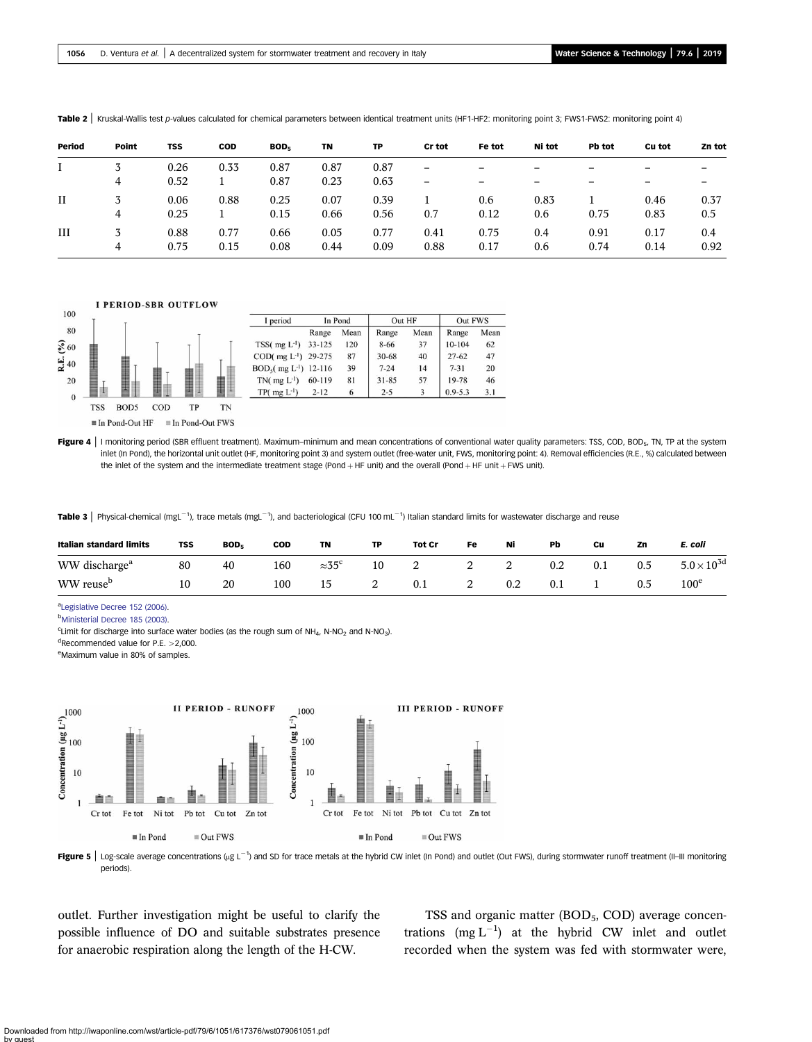**Table 2** | Kruskal-Wallis test *p*-values calculated for chemical parameters between identical treatment units (HF1-HF2: monitoring point 3; FWS1-FWS2: monitoring point 4)

| Period | Point | TSS | COD | $BOD_5$ | TN | TP | Cr tot | Fe tot | Ni tot | Pb tot | Cu tot | Zn tot |
|---|---|---|---|---|---|---|---|---|---|---|---|---|
| I | 3 | 0.26 | 0.33 | 0.87 | 0.87 | 0.87 | – | – | – | – | – | – |
| | 4 | 0.52 | 1 | 0.87 | 0.23 | 0.63 | – | – | – | – | – | – |
| II | 3 | 0.06 | 0.88 | 0.25 | 0.07 | 0.39 | 1 | 0.6 | 0.83 | 1 | 0.46 | 0.37 |
| | 4 | 0.25 | 1 | 0.15 | 0.66 | 0.56 | 0.7 | 0.12 | 0.6 | 0.75 | 0.83 | 0.5 |
| III | 3 | 0.88 | 0.77 | 0.66 | 0.05 | 0.77 | 0.41 | 0.75 | 0.4 | 0.91 | 0.17 | 0.4 |
| | 4 | 0.75 | 0.15 | 0.08 | 0.44 | 0.09 | 0.88 | 0.17 | 0.6 | 0.74 | 0.14 | 0.92 |

I PERIOD-SBR OUTFLOW

| I period | In Pond | | Out HF | | Out FWS | |
|---|---|---|---|---|---|---|
| | Range | Mean | Range | Mean | Range | Mean |
| TSS( mg L⁻¹) | 33-125 | 120 | 8-66 | 37 | 10-104 | 62 |
| COD( mg L⁻¹) | 29-275 | 87 | 30-68 | 40 | 27-62 | 47 |
| $BOD_5$( mg L⁻¹) | 12-116 | 39 | 7-24 | 14 | 7-31 | 20 |
| TN( mg L⁻¹) | 60-119 | 81 | 31-85 | 57 | 19-78 | 46 |
| TP( mg L⁻¹) | 2-12 | 6 | 2-5 | 3 | 0.9-5.3 | 3.1 |

**Figure 4** | I monitoring period (SBR effluent treatment). Maximum–minimum and mean concentrations of conventional water quality parameters: TSS, COD, $BOD_5$, TN, TP at the system inlet (In Pond), the horizontal unit outlet (HF, monitoring point 3) and system outlet (free-water unit, FWS, monitoring point: 4). Removal efficiencies (R.E., %) calculated between the inlet of the system and the intermediate treatment stage (Pond + HF unit) and the overall (Pond + HF unit + FWS unit).

**Table 3** | Physical-chemical (mgL⁻¹), trace metals (mgL⁻¹), and bacteriological (CFU 100 mL⁻¹) Italian standard limits for wastewater discharge and reuse

| Italian standard limits | TSS | $BOD_5$ | COD | TN | TP | Tot Cr | Fe | Ni | Pb | Cu | Zn | *E. coli* |
|---|---|---|---|---|---|---|---|---|---|---|---|---|
| WW discharge[a] | 80 | 40 | 160 | ≈35[c] | 10 | 2 | 2 | 2 | 0.2 | 0.1 | 0.5 | $5.0\times10^{3}$[d] |
| WW reuse[b] | 10 | 20 | 100 | 15 | 2 | 0.1 | 2 | 0.2 | 0.1 | 1 | 0.5 | 100[e] |

[a]Legislative Decree 152 (2006).
[b]Ministerial Decree 185 (2003).
[c]Limit for discharge into surface water bodies (as the rough sum of $NH_4$, N-$NO_2$ and N-$NO_3$).
[d]Recommended value for P.E. >2,000.
[e]Maximum value in 80% of samples.

**Figure 5** | Log-scale average concentrations (μg L⁻¹) and SD for trace metals at the hybrid CW inlet (In Pond) and outlet (Out FWS), during stormwater runoff treatment (II–III monitoring periods).

outlet. Further investigation might be useful to clarify the possible influence of DO and suitable substrates presence for anaerobic respiration along the length of the H-CW.

TSS and organic matter ($BOD_5$, COD) average concentrations (mg L⁻¹) at the hybrid CW inlet and outlet recorded when the system was fed with stormwater were,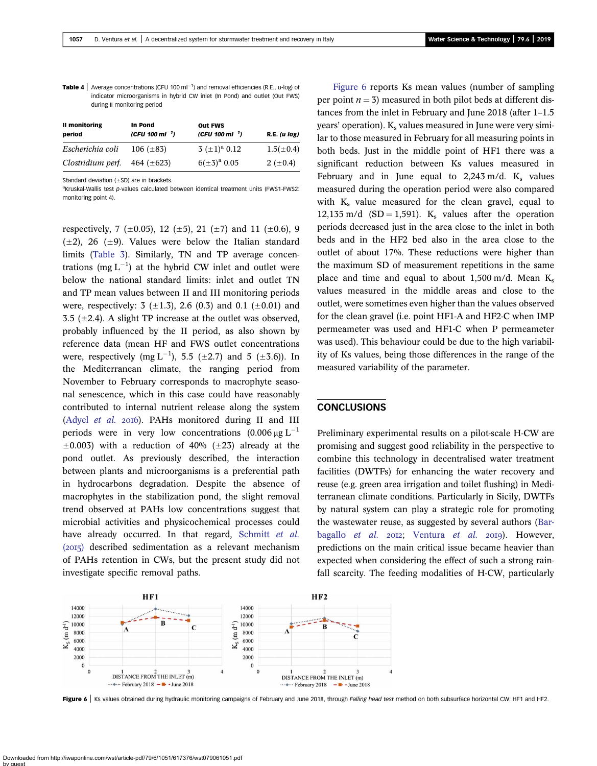**Table 4** | Average concentrations (CFU 100 $ml^{-1}$) and removal efficiencies (R.E., u-log) of indicator microorganisms in hybrid CW inlet (In Pond) and outlet (Out FWS) during II monitoring period

| II monitoring period | In Pond (CFU 100 $ml^{-1}$) | Out FWS (CFU 100 $ml^{-1}$) | R.E. (u log) |
|---|---|---|---|
| *Escherichia coli* | 106 (±83) | 3 (±1)[a] 0.12 | 1.5(±0.4) |
| *Clostridium perf.* | 464 (±623) | 6(±3)[a] 0.05 | 2 (±0.4) |

Standard deviation (±SD) are in brackets.
[a]Kruskal-Wallis test *p*-values calculated between identical treatment units (FWS1-FWS2: monitoring point 4).

respectively, 7 (±0.05), 12 (±5), 21 (±7) and 11 (±0.6), 9 (±2), 26 (±9). Values were below the Italian standard limits (Table 3). Similarly, TN and TP average concentrations (mg $L^{-1}$) at the hybrid CW inlet and outlet were below the national standard limits: inlet and outlet TN and TP mean values between II and III monitoring periods were, respectively: 3 (±1.3), 2.6 (0.3) and 0.1 (±0.01) and 3.5 (±2.4). A slight TP increase at the outlet was observed, probably influenced by the II period, as also shown by reference data (mean HF and FWS outlet concentrations were, respectively (mg $L^{-1}$), 5.5 (±2.7) and 5 (±3.6)). In the Mediterranean climate, the ranging period from November to February corresponds to macrophyte seasonal senescence, which in this case could have reasonably contributed to internal nutrient release along the system (Adyel *et al.* 2016). PAHs monitored during II and III periods were in very low concentrations (0.006 μg $L^{-1}$ ±0.003) with a reduction of 40% (±23) already at the pond outlet. As previously described, the interaction between plants and microorganisms is a preferential path in hydrocarbons degradation. Despite the absence of macrophytes in the stabilization pond, the slight removal trend observed at PAHs low concentrations suggest that microbial activities and physicochemical processes could have already occurred. In that regard, Schmitt *et al.* (2015) described sedimentation as a relevant mechanism of PAHs retention in CWs, but the present study did not investigate specific removal paths.

Figure 6 reports Ks mean values (number of sampling per point $n = 3$) measured in both pilot beds at different distances from the inlet in February and June 2018 (after 1–1.5 years' operation). $K_s$ values measured in June were very similar to those measured in February for all measuring points in both beds. Just in the middle point of HF1 there was a significant reduction between Ks values measured in February and in June equal to 2,243 m/d. $K_s$ values measured during the operation period were also compared with $K_s$ value measured for the clean gravel, equal to 12,135 m/d (SD = 1,591). $K_s$ values after the operation periods decreased just in the area close to the inlet in both beds and in the HF2 bed also in the area close to the outlet of about 17%. These reductions were higher than the maximum SD of measurement repetitions in the same place and time and equal to about 1,500 m/d. Mean $K_s$ values measured in the middle areas and close to the outlet, were sometimes even higher than the values observed for the clean gravel (i.e. point HF1-A and HF2-C when IMP permeameter was used and HF1-C when P permeameter was used). This behaviour could be due to the high variability of Ks values, being those differences in the range of the measured variability of the parameter.

## CONCLUSIONS

Preliminary experimental results on a pilot-scale H-CW are promising and suggest good reliability in the perspective to combine this technology in decentralised water treatment facilities (DWTFs) for enhancing the water recovery and reuse (e.g. green area irrigation and toilet flushing) in Mediterranean climate conditions. Particularly in Sicily, DWTFs by natural system can play a strategic role for promoting the wastewater reuse, as suggested by several authors (Barbagallo *et al.* 2012; Ventura *et al.* 2019). However, predictions on the main critical issue became heavier than expected when considering the effect of such a strong rainfall scarcity. The feeding modalities of H-CW, particularly

**Figure 6** | Ks values obtained during hydraulic monitoring campaigns of February and June 2018, through *Falling head test* method on both subsurface horizontal CW: HF1 and HF2.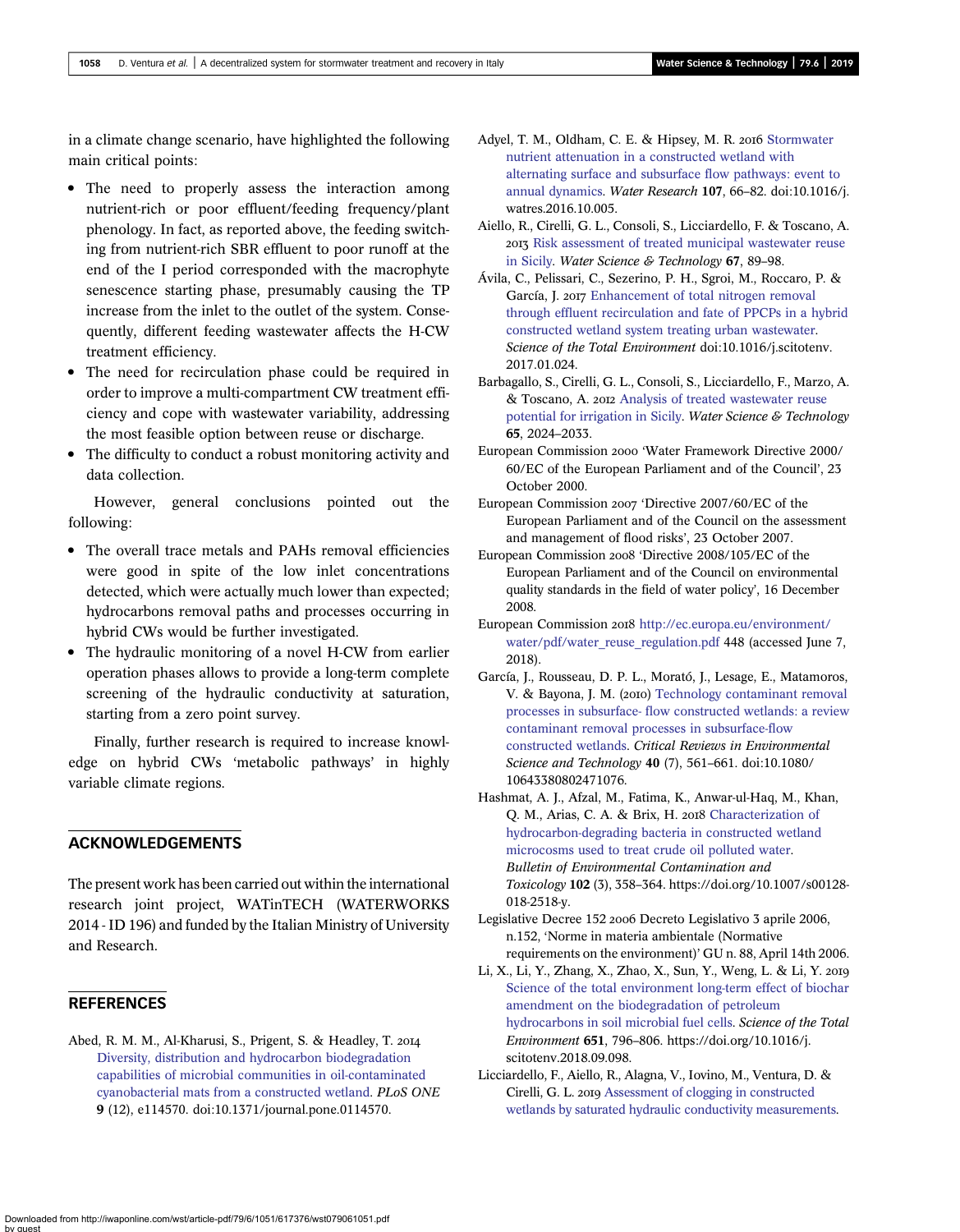in a climate change scenario, have highlighted the following main critical points:

- The need to properly assess the interaction among nutrient-rich or poor effluent/feeding frequency/plant phenology. In fact, as reported above, the feeding switching from nutrient-rich SBR effluent to poor runoff at the end of the I period corresponded with the macrophyte senescence starting phase, presumably causing the TP increase from the inlet to the outlet of the system. Consequently, different feeding wastewater affects the H-CW treatment efficiency.
- The need for recirculation phase could be required in order to improve a multi-compartment CW treatment efficiency and cope with wastewater variability, addressing the most feasible option between reuse or discharge.
- The difficulty to conduct a robust monitoring activity and data collection.

However, general conclusions pointed out the following:

- The overall trace metals and PAHs removal efficiencies were good in spite of the low inlet concentrations detected, which were actually much lower than expected; hydrocarbons removal paths and processes occurring in hybrid CWs would be further investigated.
- The hydraulic monitoring of a novel H-CW from earlier operation phases allows to provide a long-term complete screening of the hydraulic conductivity at saturation, starting from a zero point survey.

Finally, further research is required to increase knowledge on hybrid CWs 'metabolic pathways' in highly variable climate regions.

## ACKNOWLEDGEMENTS

The present work has been carried out within the international research joint project, WATinTECH (WATERWORKS 2014 - ID 196) and funded by the Italian Ministry of University and Research.

## REFERENCES

Abed, R. M. M., Al-Kharusi, S., Prigent, S. & Headley, T. 2014 Diversity, distribution and hydrocarbon biodegradation capabilities of microbial communities in oil-contaminated cyanobacterial mats from a constructed wetland. *PLoS ONE* **9** (12), e114570. doi:10.1371/journal.pone.0114570.

Adyel, T. M., Oldham, C. E. & Hipsey, M. R. 2016 Stormwater nutrient attenuation in a constructed wetland with alternating surface and subsurface flow pathways: event to annual dynamics. *Water Research* **107**, 66–82. doi:10.1016/j.watres.2016.10.005.

Aiello, R., Cirelli, G. L., Consoli, S., Licciardello, F. & Toscano, A. 2013 Risk assessment of treated municipal wastewater reuse in Sicily. *Water Science & Technology* **67**, 89–98.

Ávila, C., Pelissari, C., Sezerino, P. H., Sgroi, M., Roccaro, P. & García, J. 2017 Enhancement of total nitrogen removal through effluent recirculation and fate of PPCPs in a hybrid constructed wetland system treating urban wastewater. *Science of the Total Environment* doi:10.1016/j.scitotenv.2017.01.024.

Barbagallo, S., Cirelli, G. L., Consoli, S., Licciardello, F., Marzo, A. & Toscano, A. 2012 Analysis of treated wastewater reuse potential for irrigation in Sicily. *Water Science & Technology* **65**, 2024–2033.

European Commission 2000 'Water Framework Directive 2000/60/EC of the European Parliament and of the Council', 23 October 2000.

European Commission 2007 'Directive 2007/60/EC of the European Parliament and of the Council on the assessment and management of flood risks', 23 October 2007.

European Commission 2008 'Directive 2008/105/EC of the European Parliament and of the Council on environmental quality standards in the field of water policy', 16 December 2008.

European Commission 2018 http://ec.europa.eu/environment/water/pdf/water_reuse_regulation.pdf 448 (accessed June 7, 2018).

García, J., Rousseau, D. P. L., Morató, J., Lesage, E., Matamoros, V. & Bayona, J. M. (2010) Technology contaminant removal processes in subsurface- flow constructed wetlands: a review contaminant removal processes in subsurface-flow constructed wetlands. *Critical Reviews in Environmental Science and Technology* **40** (7), 561–661. doi:10.1080/10643380802471076.

Hashmat, A. J., Afzal, M., Fatima, K., Anwar-ul-Haq, M., Khan, Q. M., Arias, C. A. & Brix, H. 2018 Characterization of hydrocarbon-degrading bacteria in constructed wetland microcosms used to treat crude oil polluted water. *Bulletin of Environmental Contamination and Toxicology* **102** (3), 358–364. https://doi.org/10.1007/s00128-018-2518-y.

Legislative Decree 152 2006 Decreto Legislativo 3 aprile 2006, n.152, 'Norme in materia ambientale (Normative requirements on the environment)' GU n. 88, April 14th 2006.

Li, X., Li, Y., Zhang, X., Zhao, X., Sun, Y., Weng, L. & Li, Y. 2019 Science of the total environment long-term effect of biochar amendment on the biodegradation of petroleum hydrocarbons in soil microbial fuel cells. *Science of the Total Environment* **651**, 796–806. https://doi.org/10.1016/j.scitotenv.2018.09.098.

Licciardello, F., Aiello, R., Alagna, V., Iovino, M., Ventura, D. & Cirelli, G. L. 2019 Assessment of clogging in constructed wetlands by saturated hydraulic conductivity measurements.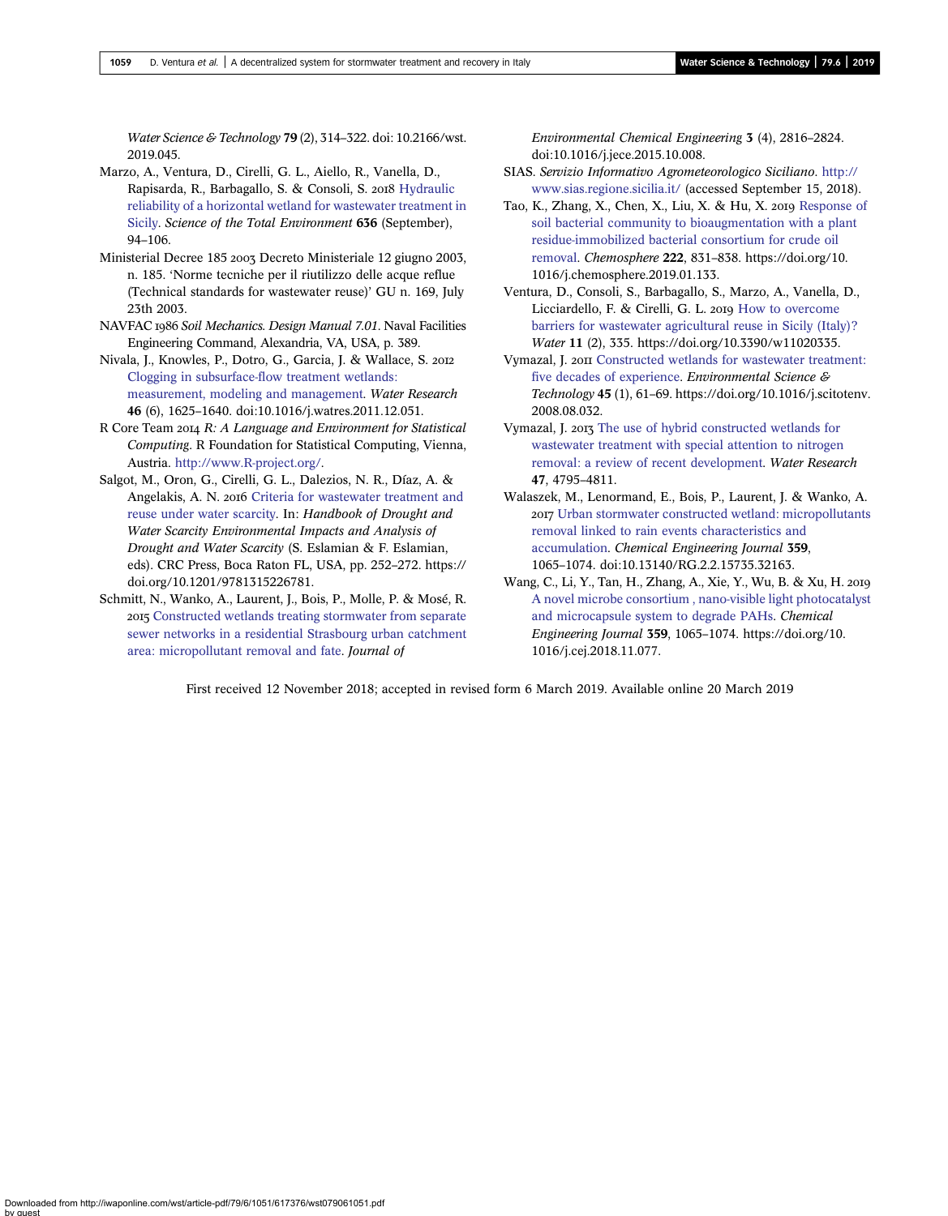*Water Science & Technology* **79** (2), 314–322. doi: 10.2166/wst.2019.045.

Marzo, A., Ventura, D., Cirelli, G. L., Aiello, R., Vanella, D., Rapisarda, R., Barbagallo, S. & Consoli, S. 2018 Hydraulic reliability of a horizontal wetland for wastewater treatment in Sicily. *Science of the Total Environment* **636** (September), 94–106.

Ministerial Decree 185 2003 Decreto Ministeriale 12 giugno 2003, n. 185. 'Norme tecniche per il riutilizzo delle acque reflue (Technical standards for wastewater reuse)' GU n. 169, July 23th 2003.

NAVFAC 1986 *Soil Mechanics. Design Manual 7.01*. Naval Facilities Engineering Command, Alexandria, VA, USA, p. 389.

Nivala, J., Knowles, P., Dotro, G., Garcia, J. & Wallace, S. 2012 Clogging in subsurface-flow treatment wetlands: measurement, modeling and management. *Water Research* **46** (6), 1625–1640. doi:10.1016/j.watres.2011.12.051.

R Core Team 2014 *R: A Language and Environment for Statistical Computing*. R Foundation for Statistical Computing, Vienna, Austria. http://www.R-project.org/.

Salgot, M., Oron, G., Cirelli, G. L., Dalezios, N. R., Díaz, A. & Angelakis, A. N. 2016 Criteria for wastewater treatment and reuse under water scarcity. In: *Handbook of Drought and Water Scarcity Environmental Impacts and Analysis of Drought and Water Scarcity* (S. Eslamian & F. Eslamian, eds). CRC Press, Boca Raton FL, USA, pp. 252–272. https://doi.org/10.1201/9781315226781.

Schmitt, N., Wanko, A., Laurent, J., Bois, P., Molle, P. & Mosé, R. 2015 Constructed wetlands treating stormwater from separate sewer networks in a residential Strasbourg urban catchment area: micropollutant removal and fate. *Journal of Environmental Chemical Engineering* **3** (4), 2816–2824. doi:10.1016/j.jece.2015.10.008.

SIAS. *Servizio Informativo Agrometeorologico Siciliano*. http://www.sias.regione.sicilia.it/ (accessed September 15, 2018).

Tao, K., Zhang, X., Chen, X., Liu, X. & Hu, X. 2019 Response of soil bacterial community to bioaugmentation with a plant residue-immobilized bacterial consortium for crude oil removal. *Chemosphere* **222**, 831–838. https://doi.org/10.1016/j.chemosphere.2019.01.133.

Ventura, D., Consoli, S., Barbagallo, S., Marzo, A., Vanella, D., Licciardello, F. & Cirelli, G. L. 2019 How to overcome barriers for wastewater agricultural reuse in Sicily (Italy)? *Water* **11** (2), 335. https://doi.org/10.3390/w11020335.

Vymazal, J. 2011 Constructed wetlands for wastewater treatment: five decades of experience. *Environmental Science & Technology* **45** (1), 61–69. https://doi.org/10.1016/j.scitotenv.2008.08.032.

Vymazal, J. 2013 The use of hybrid constructed wetlands for wastewater treatment with special attention to nitrogen removal: a review of recent development. *Water Research* **47**, 4795–4811.

Walaszek, M., Lenormand, E., Bois, P., Laurent, J. & Wanko, A. 2017 Urban stormwater constructed wetland: micropollutants removal linked to rain events characteristics and accumulation. *Chemical Engineering Journal* **359**, 1065–1074. doi:10.13140/RG.2.2.15735.32163.

Wang, C., Li, Y., Tan, H., Zhang, A., Xie, Y., Wu, B. & Xu, H. 2019 A novel microbe consortium , nano-visible light photocatalyst and microcapsule system to degrade PAHs. *Chemical Engineering Journal* **359**, 1065–1074. https://doi.org/10.1016/j.cej.2018.11.077.

First received 12 November 2018; accepted in revised form 6 March 2019. Available online 20 March 2019